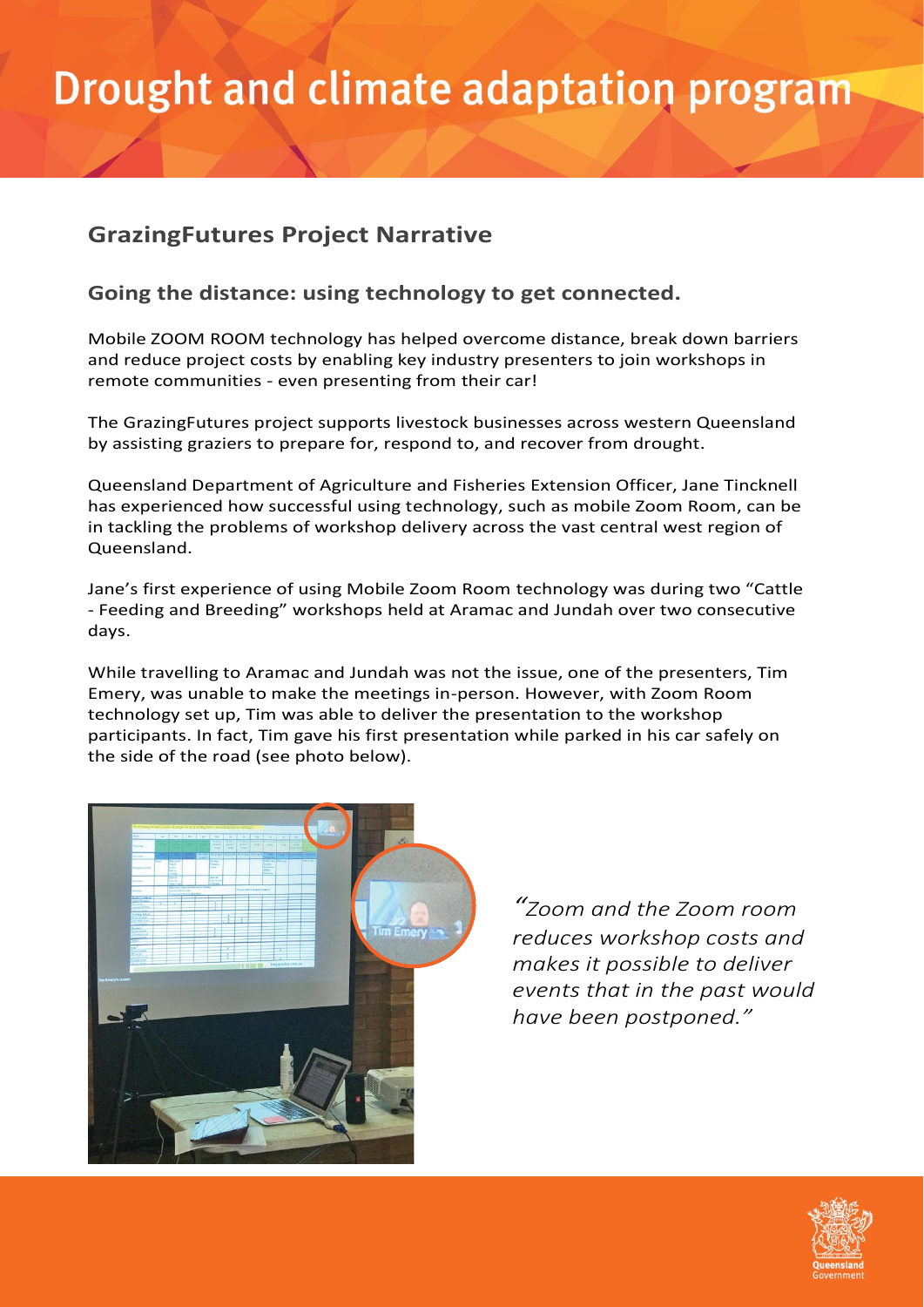# Drought and climate adaptation program

## GrazingFutures Project Narrative

### Going the distance: using technology to get connected.

Mobile ZOOM ROOM technology has helped overcome distance, break down barriers and reduce project costs by enabling key industry presenters to join workshops in remote communities - even presenting from their car!

The GrazingFutures project supports livestock businesses across western Queensland by assisting graziers to prepare for, respond to, and recover from drought.

Queensland Department of Agriculture and Fisheries Extension Officer, Jane Tincknell has experienced how successful using technology, such as mobile Zoom Room, can be in tackling the problems of workshop delivery across the vast central west region of Queensland.

Jane's first experience of using Mobile Zoom Room technology was during two "Cattle - Feeding and Breeding" workshops held at Aramac and Jundah over two consecutive days.

While travelling to Aramac and Jundah was not the issue, one of the presenters, Tim Emery, was unable to make the meetings in-person. However, with Zoom Room technology set up, Tim was able to deliver the presentation to the workshop participants. In fact, Tim gave his first presentation while parked in his car safely on the side of the road (see photo below).

*"Zoom and the Zoom room reduces workshop costs and makes it possible to deliver events that in the past would have been postponed."*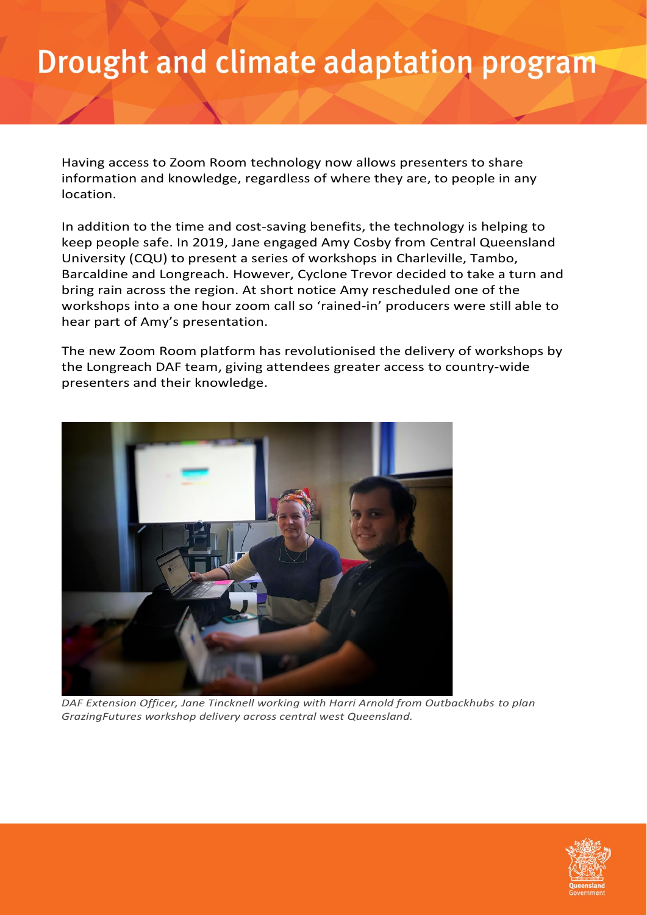# Drought and climate adaptation program

Having access to Zoom Room technology now allows presenters to share information and knowledge, regardless of where they are, to people in any location.

In addition to the time and cost-saving benefits, the technology is helping to keep people safe. In 2019, Jane engaged Amy Cosby from Central Queensland University (CQU) to present a series of workshops in Charleville, Tambo, Barcaldine and Longreach. However, Cyclone Trevor decided to take a turn and bring rain across the region. At short notice Amy rescheduled one of the workshops into a one hour zoom call so 'rained-in' producers were still able to hear part of Amy's presentation.

The new Zoom Room platform has revolutionised the delivery of workshops by the Longreach DAF team, giving attendees greater access to country-wide presenters and their knowledge.

*DAF Extension Officer, Jane Tincknell working with Harri Arnold from Outbackhubs to plan GrazingFutures workshop delivery across central west Queensland.*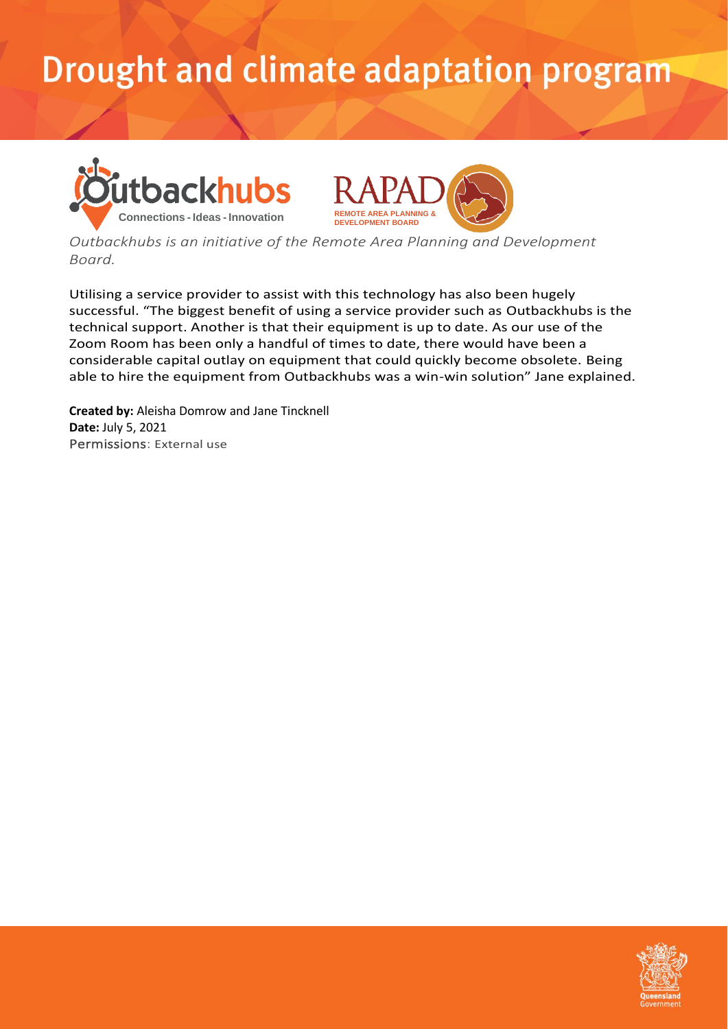# Drought and climate adaptation program

*Outbackhubs is an initiative of the Remote Area Planning and Development Board.*

Utilising a service provider to assist with this technology has also been hugely successful. “The biggest benefit of using a service provider such as Outbackhubs is the technical support. Another is that their equipment is up to date. As our use of the Zoom Room has been only a handful of times to date, there would have been a considerable capital outlay on equipment that could quickly become obsolete. Being able to hire the equipment from Outbackhubs was a win-win solution” Jane explained.

**Created by:** Aleisha Domrow and Jane Tincknell
**Date:** July 5, 2021
Permissions: External use